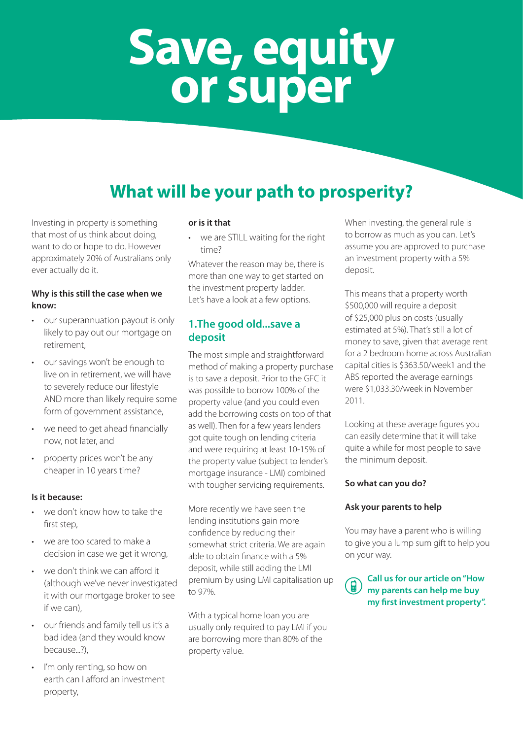# Save, equity or super

## What will be your path to prosperity?

Investing in property is something that most of us think about doing, want to do or hope to do. However approximately 20% of Australians only ever actually do it.

**Why is this still the case when we know:**

- our superannuation payout is only likely to pay out our mortgage on retirement,
- our savings won't be enough to live on in retirement, we will have to severely reduce our lifestyle AND more than likely require some form of government assistance,
- we need to get ahead financially now, not later, and
- property prices won't be any cheaper in 10 years time?

**Is it because:**

- we don't know how to take the first step,
- we are too scared to make a decision in case we get it wrong,
- we don't think we can afford it (although we've never investigated it with our mortgage broker to see if we can),
- our friends and family tell us it's a bad idea (and they would know because...?),
- I'm only renting, so how on earth can I afford an investment property,

**or is it that**

- we are STILL waiting for the right time?

Whatever the reason may be, there is more than one way to get started on the investment property ladder. Let's have a look at a few options.

### 1.The good old...save a deposit

The most simple and straightforward method of making a property purchase is to save a deposit. Prior to the GFC it was possible to borrow 100% of the property value (and you could even add the borrowing costs on top of that as well). Then for a few years lenders got quite tough on lending criteria and were requiring at least 10-15% of the property value (subject to lender's mortgage insurance - LMI) combined with tougher servicing requirements.

More recently we have seen the lending institutions gain more confidence by reducing their somewhat strict criteria. We are again able to obtain finance with a 5% deposit, while still adding the LMI premium by using LMI capitalisation up to 97%.

With a typical home loan you are usually only required to pay LMI if you are borrowing more than 80% of the property value.

When investing, the general rule is to borrow as much as you can. Let's assume you are approved to purchase an investment property with a 5% deposit.

This means that a property worth \$500,000 will require a deposit of \$25,000 plus on costs (usually estimated at 5%). That's still a lot of money to save, given that average rent for a 2 bedroom home across Australian capital cities is \$363.50/week[1] and the ABS reported the average earnings were \$1,033.30/week in November 2011.

Looking at these average figures you can easily determine that it will take quite a while for most people to save the minimum deposit.

**So what can you do?**

**Ask your parents to help**

You may have a parent who is willing to give you a lump sum gift to help you on your way.

**Call us for our article on "How my parents can help me buy my first investment property".**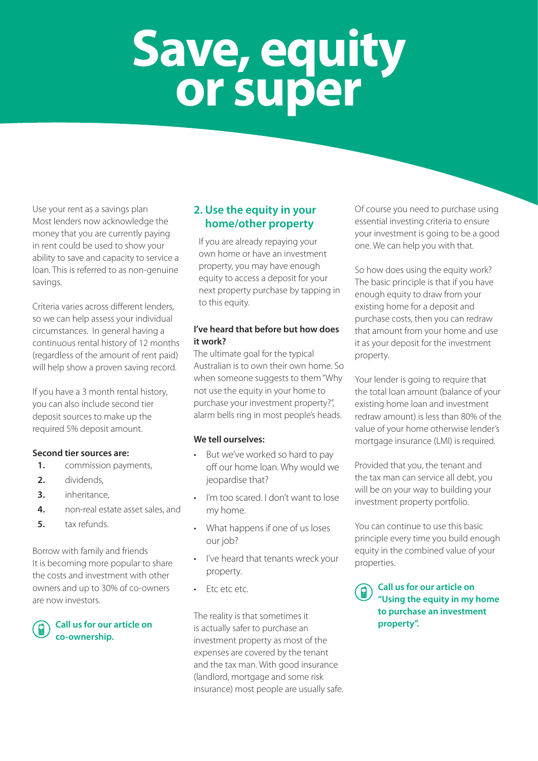# Save, equity or super

Use your rent as a savings plan
Most lenders now acknowledge the money that you are currently paying in rent could be used to show your ability to save and capacity to service a loan. This is referred to as non-genuine savings.

Criteria varies across different lenders, so we can help assess your individual circumstances. In general having a continuous rental history of 12 months (regardless of the amount of rent paid) will help show a proven saving record.

If you have a 3 month rental history, you can also include second tier deposit sources to make up the required 5% deposit amount.

**Second tier sources are:**

1. commission payments,
2. dividends,
3. inheritance,
4. non-real estate asset sales, and
5. tax refunds.

Borrow with family and friends
It is becoming more popular to share the costs and investment with other owners and up to 30% of co-owners are now investors.

**Call us for our article on co-ownership.**

## 2. Use the equity in your home/other property

If you are already repaying your own home or have an investment property, you may have enough equity to access a deposit for your next property purchase by tapping in to this equity.

**I've heard that before but how does it work?**

The ultimate goal for the typical Australian is to own their own home. So when someone suggests to them "Why not use the equity in your home to purchase your investment property?", alarm bells ring in most people's heads.

**We tell ourselves:**

- But we've worked so hard to pay off our home loan. Why would we jeopardise that?
- I'm too scared. I don't want to lose my home.
- What happens if one of us loses our job?
- I've heard that tenants wreck your property.
- Etc etc etc.

The reality is that sometimes it is actually safer to purchase an investment property as most of the expenses are covered by the tenant and the tax man. With good insurance (landlord, mortgage and some risk insurance) most people are usually safe.

Of course you need to purchase using essential investing criteria to ensure your investment is going to be a good one. We can help you with that.

So how does using the equity work? The basic principle is that if you have enough equity to draw from your existing home for a deposit and purchase costs, then you can redraw that amount from your home and use it as your deposit for the investment property.

Your lender is going to require that the total loan amount (balance of your existing home loan and investment redraw amount) is less than 80% of the value of your home otherwise lender's mortgage insurance (LMI) is required.

Provided that you, the tenant and the tax man can service all debt, you will be on your way to building your investment property portfolio.

You can continue to use this basic principle every time you build enough equity in the combined value of your properties.

**Call us for our article on "Using the equity in my home to purchase an investment property".**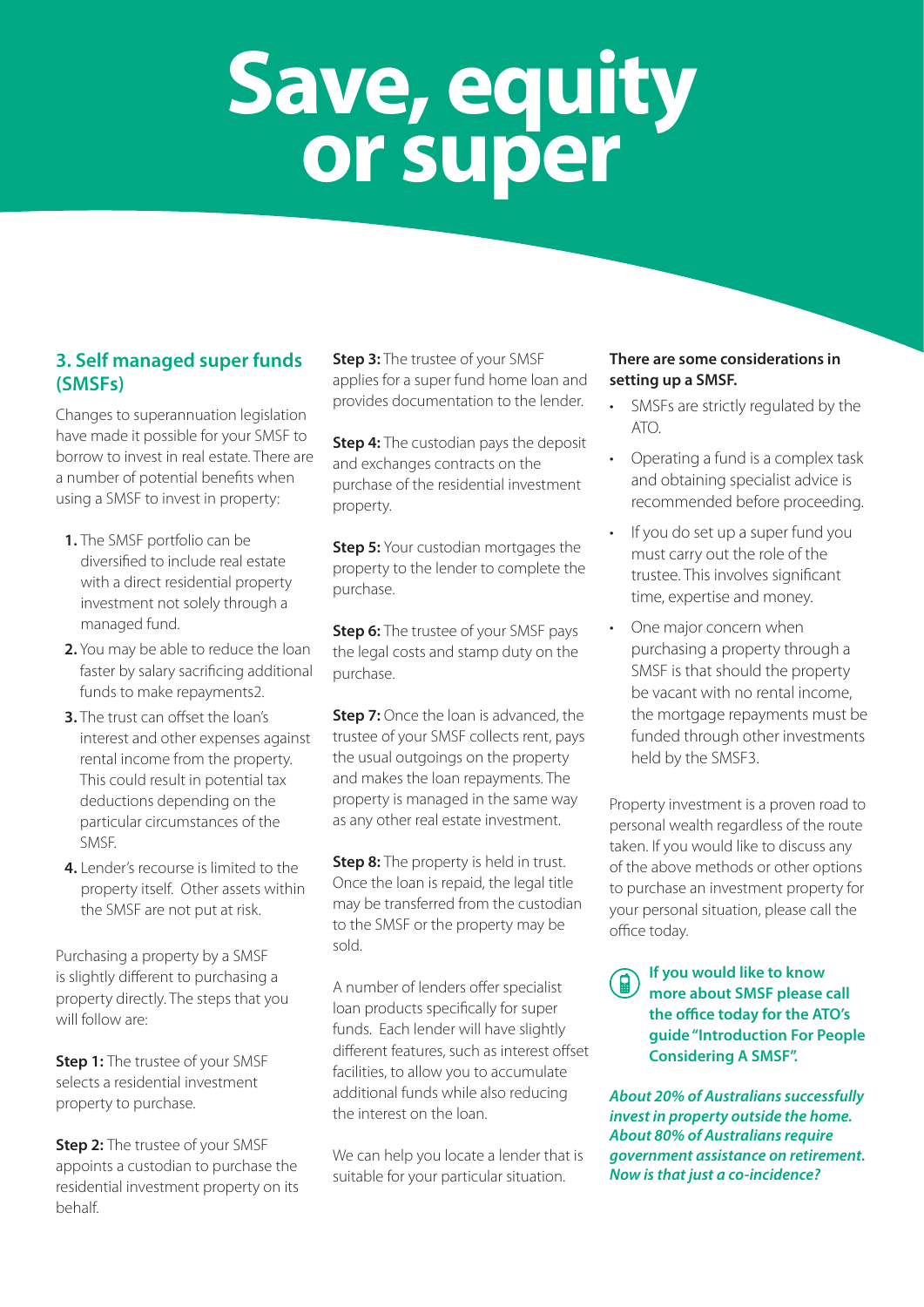# Save, equity or super

## 3. Self managed super funds (SMSFs)

Changes to superannuation legislation have made it possible for your SMSF to borrow to invest in real estate. There are a number of potential benefits when using a SMSF to invest in property:

1. The SMSF portfolio can be diversified to include real estate with a direct residential property investment not solely through a managed fund.
2. You may be able to reduce the loan faster by salary sacrificing additional funds to make repayments2.
3. The trust can offset the loan's interest and other expenses against rental income from the property. This could result in potential tax deductions depending on the particular circumstances of the SMSF.
4. Lender's recourse is limited to the property itself. Other assets within the SMSF are not put at risk.

Purchasing a property by a SMSF is slightly different to purchasing a property directly. The steps that you will follow are:

**Step 1:** The trustee of your SMSF selects a residential investment property to purchase.

**Step 2:** The trustee of your SMSF appoints a custodian to purchase the residential investment property on its behalf.

**Step 3:** The trustee of your SMSF applies for a super fund home loan and provides documentation to the lender.

**Step 4:** The custodian pays the deposit and exchanges contracts on the purchase of the residential investment property.

**Step 5:** Your custodian mortgages the property to the lender to complete the purchase.

**Step 6:** The trustee of your SMSF pays the legal costs and stamp duty on the purchase.

**Step 7:** Once the loan is advanced, the trustee of your SMSF collects rent, pays the usual outgoings on the property and makes the loan repayments. The property is managed in the same way as any other real estate investment.

**Step 8:** The property is held in trust. Once the loan is repaid, the legal title may be transferred from the custodian to the SMSF or the property may be sold.

A number of lenders offer specialist loan products specifically for super funds. Each lender will have slightly different features, such as interest offset facilities, to allow you to accumulate additional funds while also reducing the interest on the loan.

We can help you locate a lender that is suitable for your particular situation.

**There are some considerations in setting up a SMSF.**

- SMSFs are strictly regulated by the ATO.
- Operating a fund is a complex task and obtaining specialist advice is recommended before proceeding.
- If you do set up a super fund you must carry out the role of the trustee. This involves significant time, expertise and money.
- One major concern when purchasing a property through a SMSF is that should the property be vacant with no rental income, the mortgage repayments must be funded through other investments held by the SMSF3.

Property investment is a proven road to personal wealth regardless of the route taken. If you would like to discuss any of the above methods or other options to purchase an investment property for your personal situation, please call the office today.

**If you would like to know more about SMSF please call the office today for the ATO's guide "Introduction For People Considering A SMSF".**

***About 20% of Australians successfully invest in property outside the home. About 80% of Australians require government assistance on retirement. Now is that just a co-incidence?***